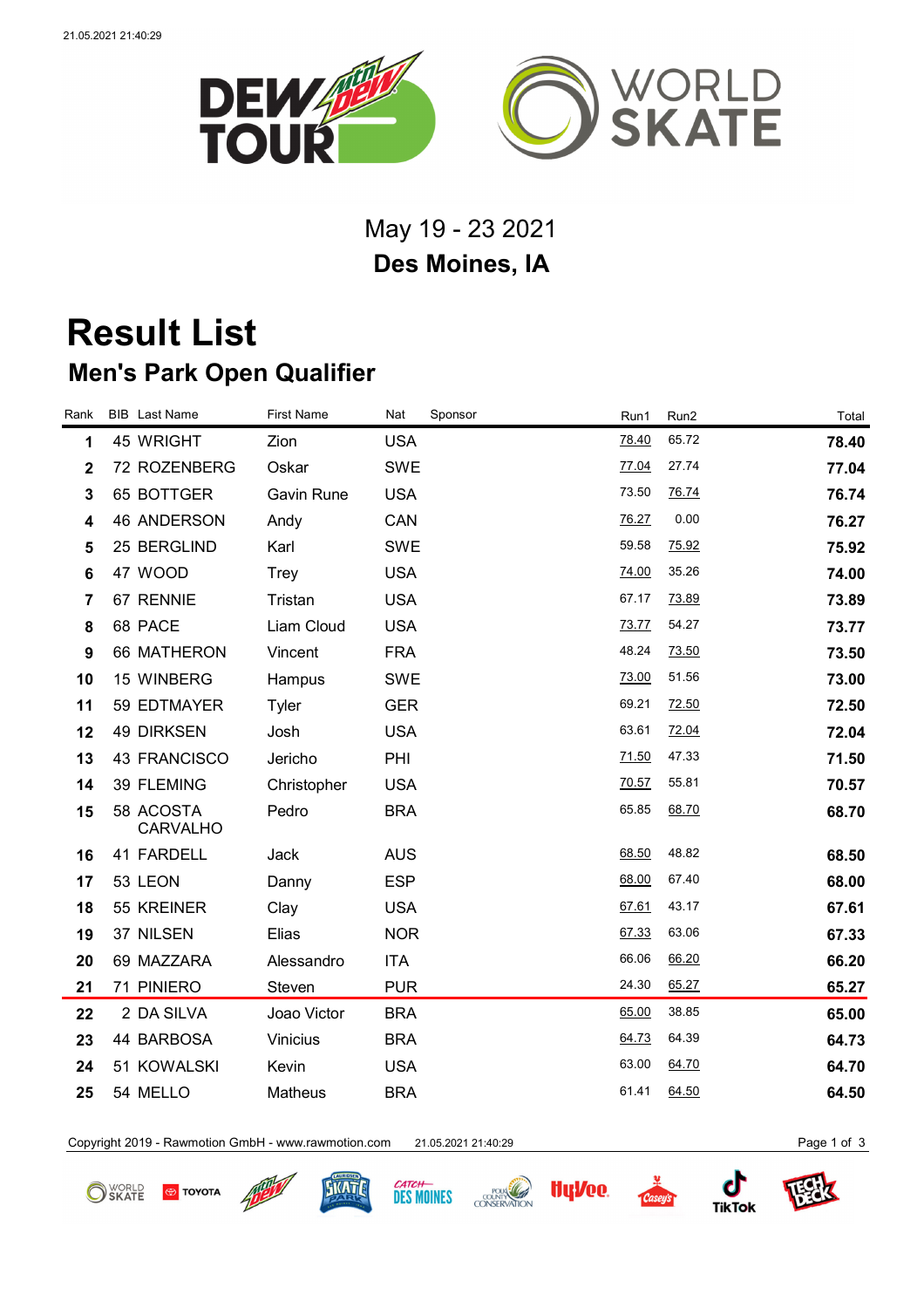May 19 - 23 2021

**Des Moines, IA**

# Result List

## Men's Park Open Qualifier

| Rank | BIB | Last Name | First Name | Nat | Sponsor | Run1 | Run2 | Total |
|---|---|---|---|---|---|---|---|---|
| **1** | 45 | WRIGHT | Zion | USA | | 78.40 | 65.72 | **78.40** |
| **2** | 72 | ROZENBERG | Oskar | SWE | | 77.04 | 27.74 | **77.04** |
| **3** | 65 | BOTTGER | Gavin Rune | USA | | 73.50 | 76.74 | **76.74** |
| **4** | 46 | ANDERSON | Andy | CAN | | 76.27 | 0.00 | **76.27** |
| **5** | 25 | BERGLIND | Karl | SWE | | 59.58 | 75.92 | **75.92** |
| **6** | 47 | WOOD | Trey | USA | | 74.00 | 35.26 | **74.00** |
| **7** | 67 | RENNIE | Tristan | USA | | 67.17 | 73.89 | **73.89** |
| **8** | 68 | PACE | Liam Cloud | USA | | 73.77 | 54.27 | **73.77** |
| **9** | 66 | MATHERON | Vincent | FRA | | 48.24 | 73.50 | **73.50** |
| **10** | 15 | WINBERG | Hampus | SWE | | 73.00 | 51.56 | **73.00** |
| **11** | 59 | EDTMAYER | Tyler | GER | | 69.21 | 72.50 | **72.50** |
| **12** | 49 | DIRKSEN | Josh | USA | | 63.61 | 72.04 | **72.04** |
| **13** | 43 | FRANCISCO | Jericho | PHI | | 71.50 | 47.33 | **71.50** |
| **14** | 39 | FLEMING | Christopher | USA | | 70.57 | 55.81 | **70.57** |
| **15** | 58 | ACOSTA CARVALHO | Pedro | BRA | | 65.85 | 68.70 | **68.70** |
| **16** | 41 | FARDELL | Jack | AUS | | 68.50 | 48.82 | **68.50** |
| **17** | 53 | LEON | Danny | ESP | | 68.00 | 67.40 | **68.00** |
| **18** | 55 | KREINER | Clay | USA | | 67.61 | 43.17 | **67.61** |
| **19** | 37 | NILSEN | Elias | NOR | | 67.33 | 63.06 | **67.33** |
| **20** | 69 | MAZZARA | Alessandro | ITA | | 66.06 | 66.20 | **66.20** |
| **21** | 71 | PINIERO | Steven | PUR | | 24.30 | 65.27 | **65.27** |
| **22** | 2 | DA SILVA | Joao Victor | BRA | | 65.00 | 38.85 | **65.00** |
| **23** | 44 | BARBOSA | Vinicius | BRA | | 64.73 | 64.39 | **64.73** |
| **24** | 51 | KOWALSKI | Kevin | USA | | 63.00 | 64.70 | **64.70** |
| **25** | 54 | MELLO | Matheus | BRA | | 61.41 | 64.50 | **64.50** |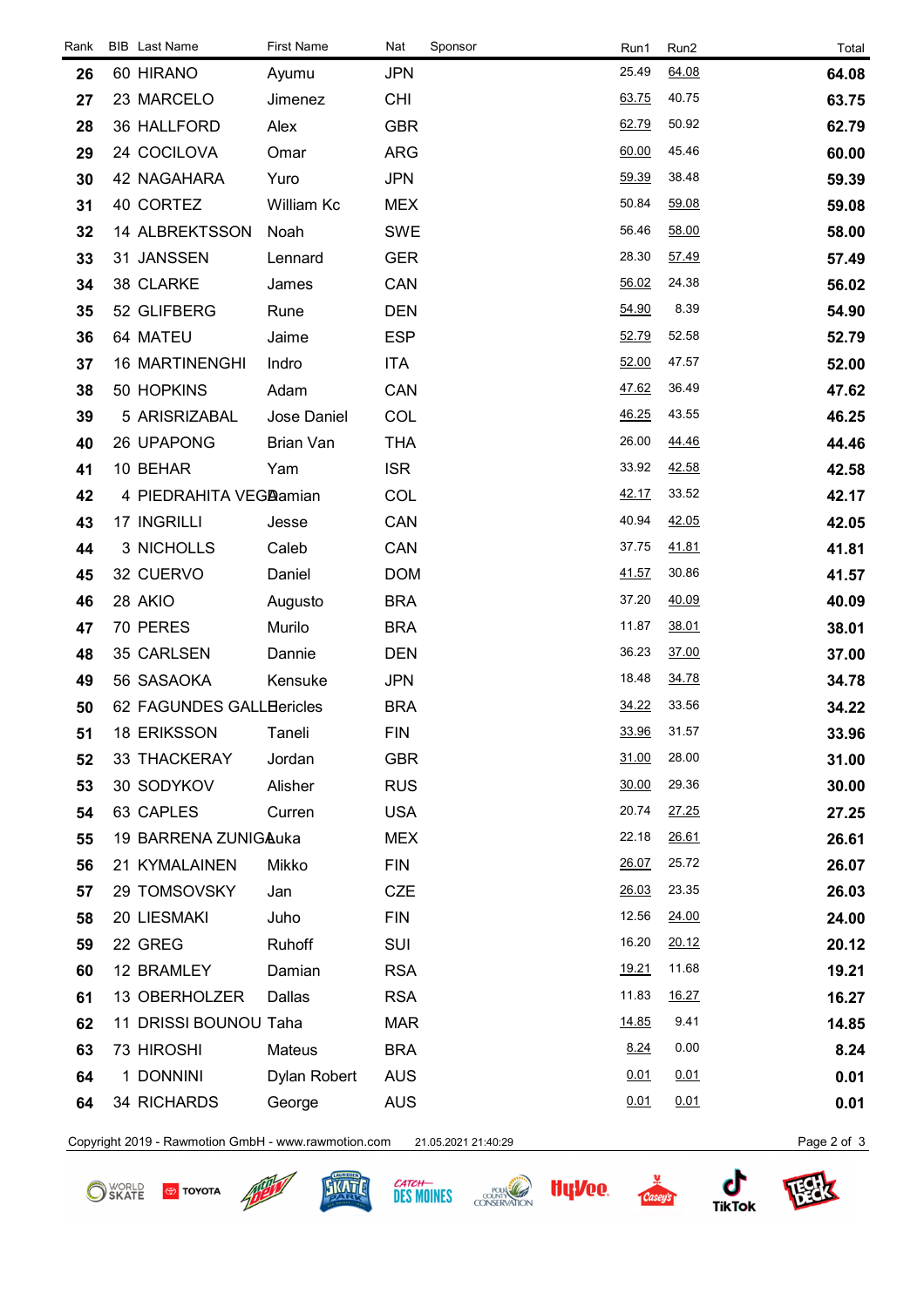| Rank | BIB | Last Name | First Name | Nat | Sponsor | Run1 | Run2 | Total |
|---|---|---|---|---|---|---|---|---|
| **26** | 60 | HIRANO | Ayumu | JPN | | 25.49 | 64.08 | **64.08** |
| **27** | 23 | MARCELO | Jimenez | CHI | | 63.75 | 40.75 | **63.75** |
| **28** | 36 | HALLFORD | Alex | GBR | | 62.79 | 50.92 | **62.79** |
| **29** | 24 | COCILOVA | Omar | ARG | | 60.00 | 45.46 | **60.00** |
| **30** | 42 | NAGAHARA | Yuro | JPN | | 59.39 | 38.48 | **59.39** |
| **31** | 40 | CORTEZ | William Kc | MEX | | 50.84 | 59.08 | **59.08** |
| **32** | 14 | ALBREKTSSON | Noah | SWE | | 56.46 | 58.00 | **58.00** |
| **33** | 31 | JANSSEN | Lennard | GER | | 28.30 | 57.49 | **57.49** |
| **34** | 38 | CLARKE | James | CAN | | 56.02 | 24.38 | **56.02** |
| **35** | 52 | GLIFBERG | Rune | DEN | | 54.90 | 8.39 | **54.90** |
| **36** | 64 | MATEU | Jaime | ESP | | 52.79 | 52.58 | **52.79** |
| **37** | 16 | MARTINENGHI | Indro | ITA | | 52.00 | 47.57 | **52.00** |
| **38** | 50 | HOPKINS | Adam | CAN | | 47.62 | 36.49 | **47.62** |
| **39** | 5 | ARISRIZABAL | Jose Daniel | COL | | 46.25 | 43.55 | **46.25** |
| **40** | 26 | UPAPONG | Brian Van | THA | | 26.00 | 44.46 | **44.46** |
| **41** | 10 | BEHAR | Yam | ISR | | 33.92 | 42.58 | **42.58** |
| **42** | 4 | PIEDRAHITA VEGA | Damian | COL | | 42.17 | 33.52 | **42.17** |
| **43** | 17 | INGRILLI | Jesse | CAN | | 40.94 | 42.05 | **42.05** |
| **44** | 3 | NICHOLLS | Caleb | CAN | | 37.75 | 41.81 | **41.81** |
| **45** | 32 | CUERVO | Daniel | DOM | | 41.57 | 30.86 | **41.57** |
| **46** | 28 | AKIO | Augusto | BRA | | 37.20 | 40.09 | **40.09** |
| **47** | 70 | PERES | Murilo | BRA | | 11.87 | 38.01 | **38.01** |
| **48** | 35 | CARLSEN | Dannie | DEN | | 36.23 | 37.00 | **37.00** |
| **49** | 56 | SASAOKA | Kensuke | JPN | | 18.48 | 34.78 | **34.78** |
| **50** | 62 | FAGUNDES GALLE | Pericles | BRA | | 34.22 | 33.56 | **34.22** |
| **51** | 18 | ERIKSSON | Taneli | FIN | | 33.96 | 31.57 | **33.96** |
| **52** | 33 | THACKERAY | Jordan | GBR | | 31.00 | 28.00 | **31.00** |
| **53** | 30 | SODYKOV | Alisher | RUS | | 30.00 | 29.36 | **30.00** |
| **54** | 63 | CAPLES | Curren | USA | | 20.74 | 27.25 | **27.25** |
| **55** | 19 | BARRENA ZUNIGA | Luka | MEX | | 22.18 | 26.61 | **26.61** |
| **56** | 21 | KYMALAINEN | Mikko | FIN | | 26.07 | 25.72 | **26.07** |
| **57** | 29 | TOMSOVSKY | Jan | CZE | | 26.03 | 23.35 | **26.03** |
| **58** | 20 | LIESMAKI | Juho | FIN | | 12.56 | 24.00 | **24.00** |
| **59** | 22 | GREG | Ruhoff | SUI | | 16.20 | 20.12 | **20.12** |
| **60** | 12 | BRAMLEY | Damian | RSA | | 19.21 | 11.68 | **19.21** |
| **61** | 13 | OBERHOLZER | Dallas | RSA | | 11.83 | 16.27 | **16.27** |
| **62** | 11 | DRISSI BOUNOU | Taha | MAR | | 14.85 | 9.41 | **14.85** |
| **63** | 73 | HIROSHI | Mateus | BRA | | 8.24 | 0.00 | **8.24** |
| **64** | 1 | DONNINI | Dylan Robert | AUS | | 0.01 | 0.01 | **0.01** |
| **64** | 34 | RICHARDS | George | AUS | | 0.01 | 0.01 | **0.01** |

Copyright 2019 - Rawmotion GmbH - www.rawmotion.com 21.05.2021 21:40:29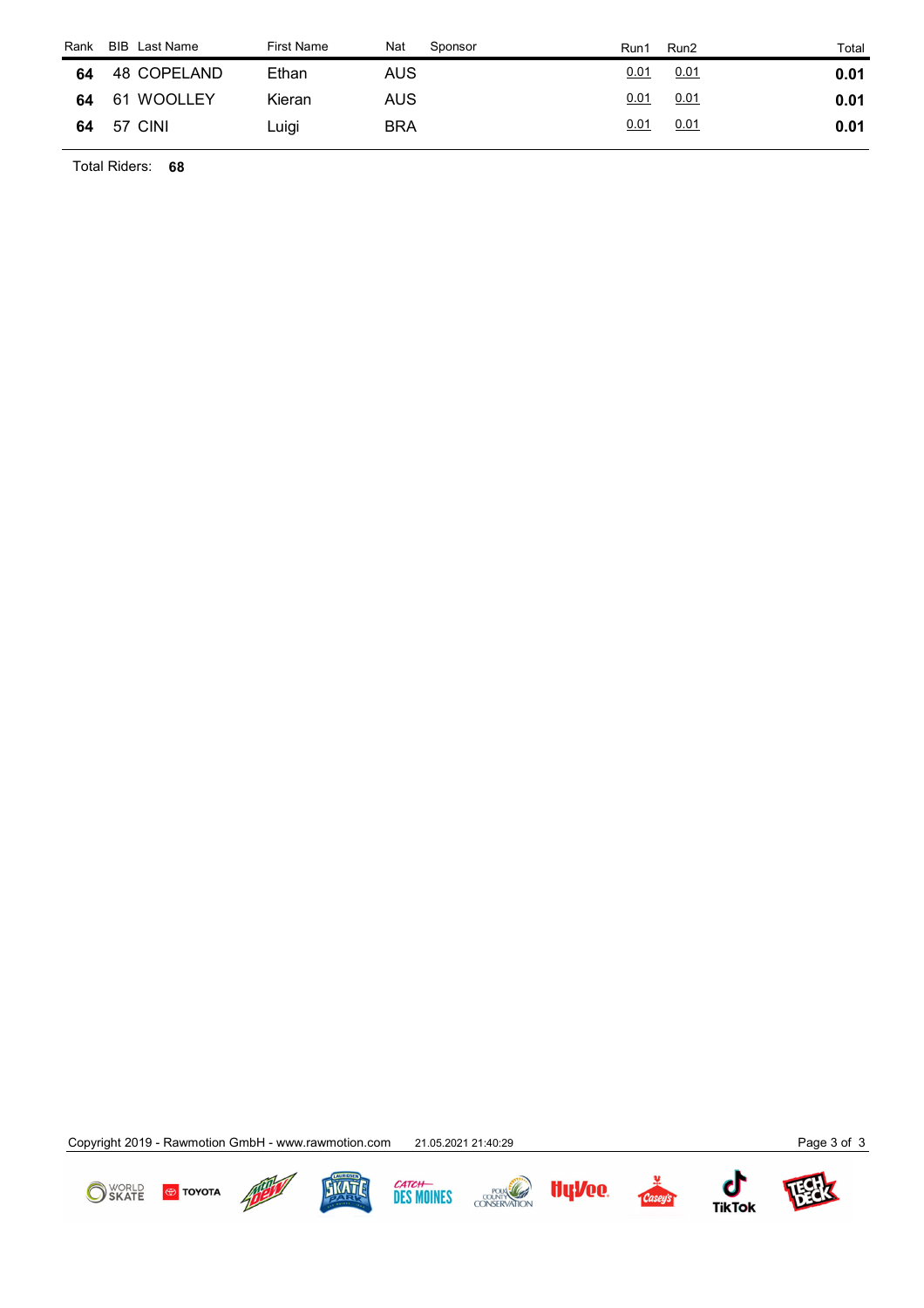| Rank | BIB | Last Name | First Name | Nat | Sponsor | Run1 | Run2 | Total |
|---|---|---|---|---|---|---|---|---|
| **64** | 48 | COPELAND | Ethan | AUS | | 0.01 | 0.01 | **0.01** |
| **64** | 61 | WOOLLEY | Kieran | AUS | | 0.01 | 0.01 | **0.01** |
| **64** | 57 | CINI | Luigi | BRA | | 0.01 | 0.01 | **0.01** |

Total Riders: **68**

Copyright 2019 - Rawmotion GmbH - www.rawmotion.com 21.05.2021 21:40:29